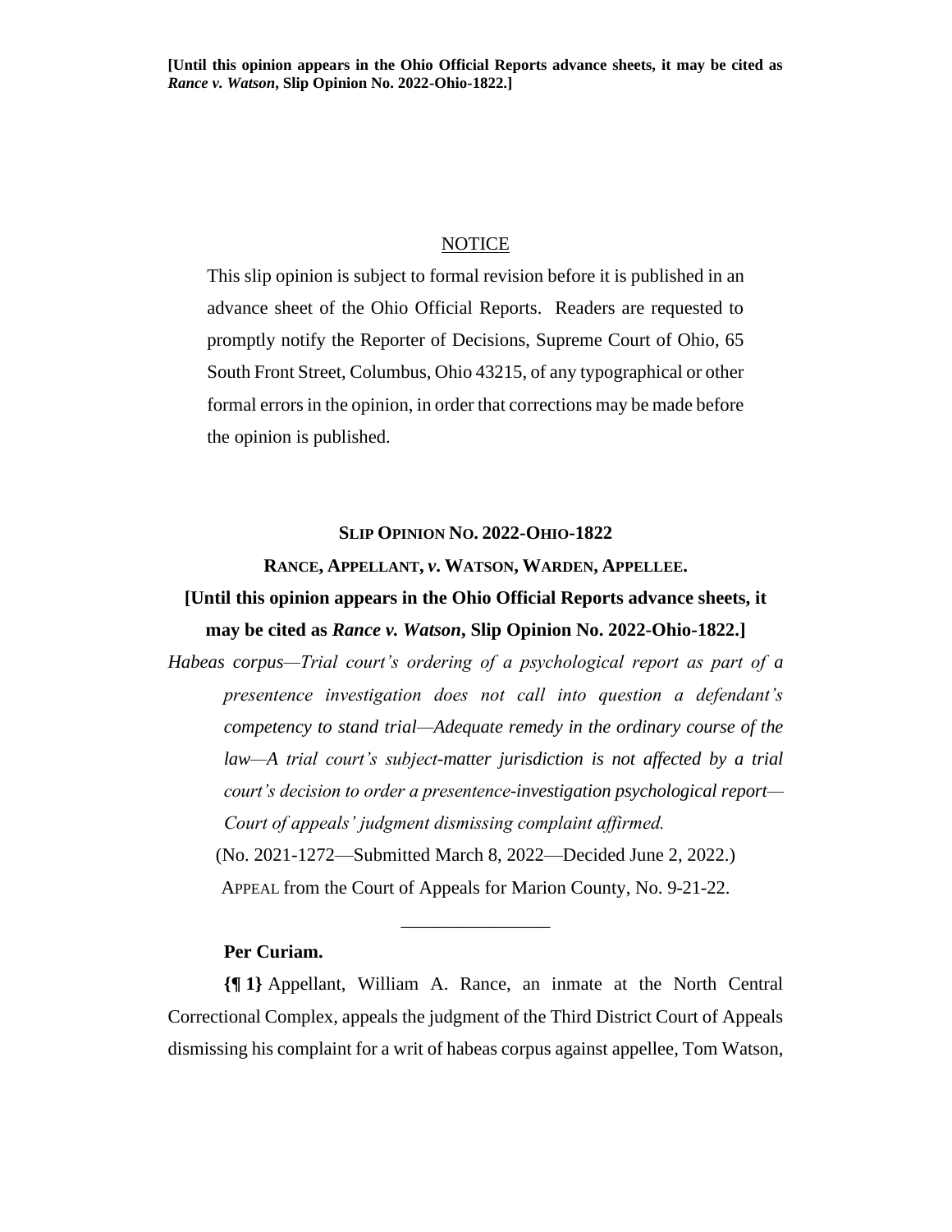**[Until this opinion appears in the Ohio Official Reports advance sheets, it may be cited as *Rance v. Watson*, Slip Opinion No. 2022-Ohio-1822.]**

NOTICE

This slip opinion is subject to formal revision before it is published in an advance sheet of the Ohio Official Reports. Readers are requested to promptly notify the Reporter of Decisions, Supreme Court of Ohio, 65 South Front Street, Columbus, Ohio 43215, of any typographical or other formal errors in the opinion, in order that corrections may be made before the opinion is published.

**SLIP OPINION NO. 2022-OHIO-1822**

**RANCE, APPELLANT, *v.* WATSON, WARDEN, APPELLEE.**

**[Until this opinion appears in the Ohio Official Reports advance sheets, it may be cited as *Rance v. Watson*, Slip Opinion No. 2022-Ohio-1822.]**

*Habeas corpus—Trial court's ordering of a psychological report as part of a presentence investigation does not call into question a defendant's competency to stand trial—Adequate remedy in the ordinary course of the law—A trial court's subject-matter jurisdiction is not affected by a trial court's decision to order a presentence-investigation psychological report—Court of appeals' judgment dismissing complaint affirmed.*

(No. 2021-1272—Submitted March 8, 2022—Decided June 2, 2022.)

APPEAL from the Court of Appeals for Marion County, No. 9-21-22.

---

**Per Curiam.**

**{¶ 1}** Appellant, William A. Rance, an inmate at the North Central Correctional Complex, appeals the judgment of the Third District Court of Appeals dismissing his complaint for a writ of habeas corpus against appellee, Tom Watson,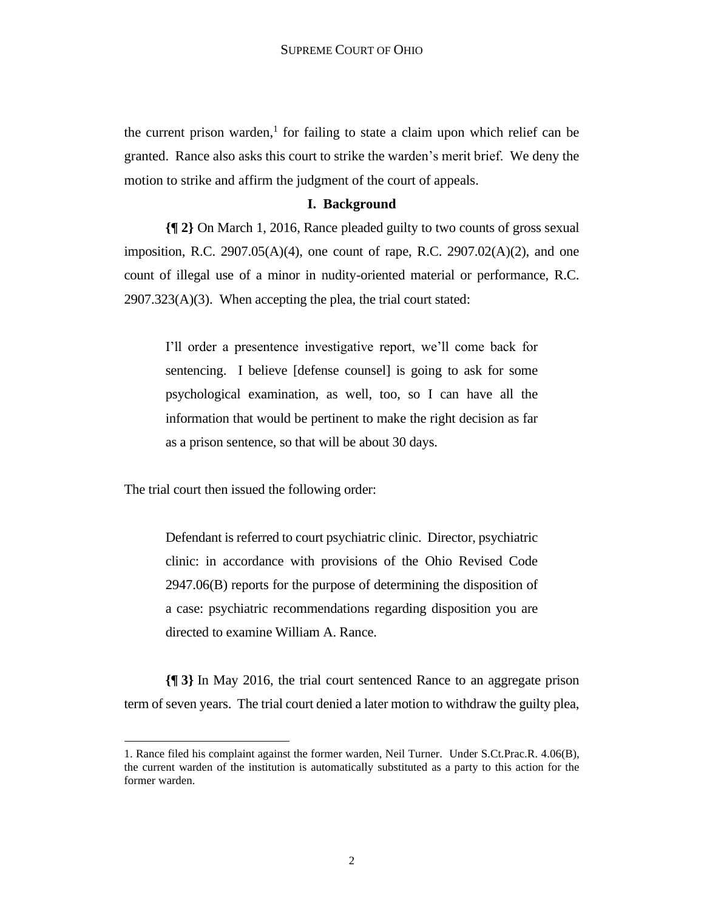the current prison warden,[1] for failing to state a claim upon which relief can be granted. Rance also asks this court to strike the warden's merit brief. We deny the motion to strike and affirm the judgment of the court of appeals.

## I. Background

**{¶ 2}** On March 1, 2016, Rance pleaded guilty to two counts of gross sexual imposition, R.C. 2907.05(A)(4), one count of rape, R.C. 2907.02(A)(2), and one count of illegal use of a minor in nudity-oriented material or performance, R.C. 2907.323(A)(3). When accepting the plea, the trial court stated:

> I'll order a presentence investigative report, we'll come back for sentencing. I believe [defense counsel] is going to ask for some psychological examination, as well, too, so I can have all the information that would be pertinent to make the right decision as far as a prison sentence, so that will be about 30 days.

The trial court then issued the following order:

> Defendant is referred to court psychiatric clinic. Director, psychiatric clinic: in accordance with provisions of the Ohio Revised Code 2947.06(B) reports for the purpose of determining the disposition of a case: psychiatric recommendations regarding disposition you are directed to examine William A. Rance.

**{¶ 3}** In May 2016, the trial court sentenced Rance to an aggregate prison term of seven years. The trial court denied a later motion to withdraw the guilty plea,

---

1. Rance filed his complaint against the former warden, Neil Turner. Under S.Ct.Prac.R. 4.06(B), the current warden of the institution is automatically substituted as a party to this action for the former warden.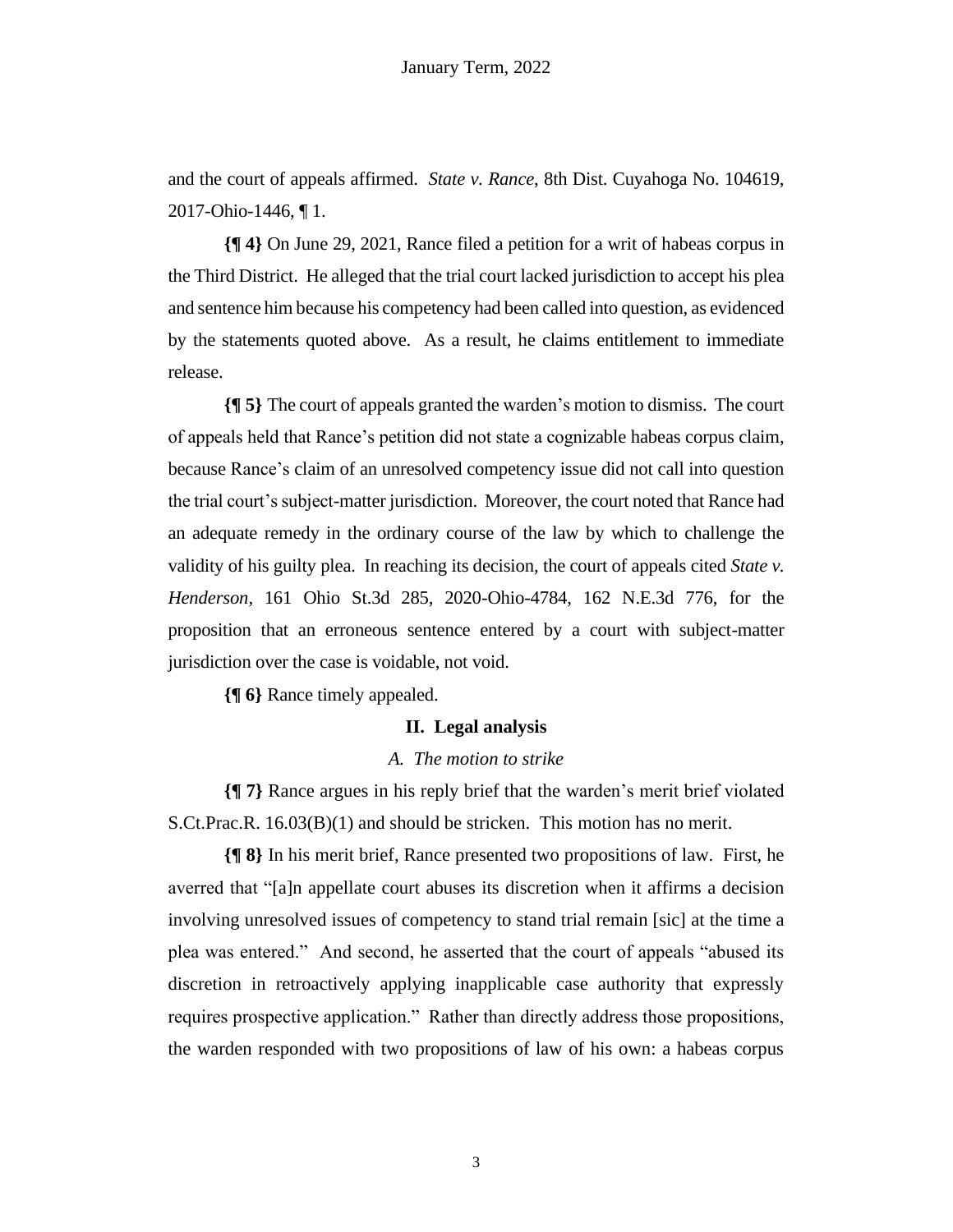and the court of appeals affirmed. *State v. Rance*, 8th Dist. Cuyahoga No. 104619, 2017-Ohio-1446, ¶ 1.

**{¶ 4}** On June 29, 2021, Rance filed a petition for a writ of habeas corpus in the Third District. He alleged that the trial court lacked jurisdiction to accept his plea and sentence him because his competency had been called into question, as evidenced by the statements quoted above. As a result, he claims entitlement to immediate release.

**{¶ 5}** The court of appeals granted the warden's motion to dismiss. The court of appeals held that Rance's petition did not state a cognizable habeas corpus claim, because Rance's claim of an unresolved competency issue did not call into question the trial court's subject-matter jurisdiction. Moreover, the court noted that Rance had an adequate remedy in the ordinary course of the law by which to challenge the validity of his guilty plea. In reaching its decision, the court of appeals cited *State v. Henderson*, 161 Ohio St.3d 285, 2020-Ohio-4784, 162 N.E.3d 776, for the proposition that an erroneous sentence entered by a court with subject-matter jurisdiction over the case is voidable, not void.

**{¶ 6}** Rance timely appealed.

## II. Legal analysis

### *A. The motion to strike*

**{¶ 7}** Rance argues in his reply brief that the warden's merit brief violated S.Ct.Prac.R. 16.03(B)(1) and should be stricken. This motion has no merit.

**{¶ 8}** In his merit brief, Rance presented two propositions of law. First, he averred that "[a]n appellate court abuses its discretion when it affirms a decision involving unresolved issues of competency to stand trial remain [sic] at the time a plea was entered." And second, he asserted that the court of appeals "abused its discretion in retroactively applying inapplicable case authority that expressly requires prospective application." Rather than directly address those propositions, the warden responded with two propositions of law of his own: a habeas corpus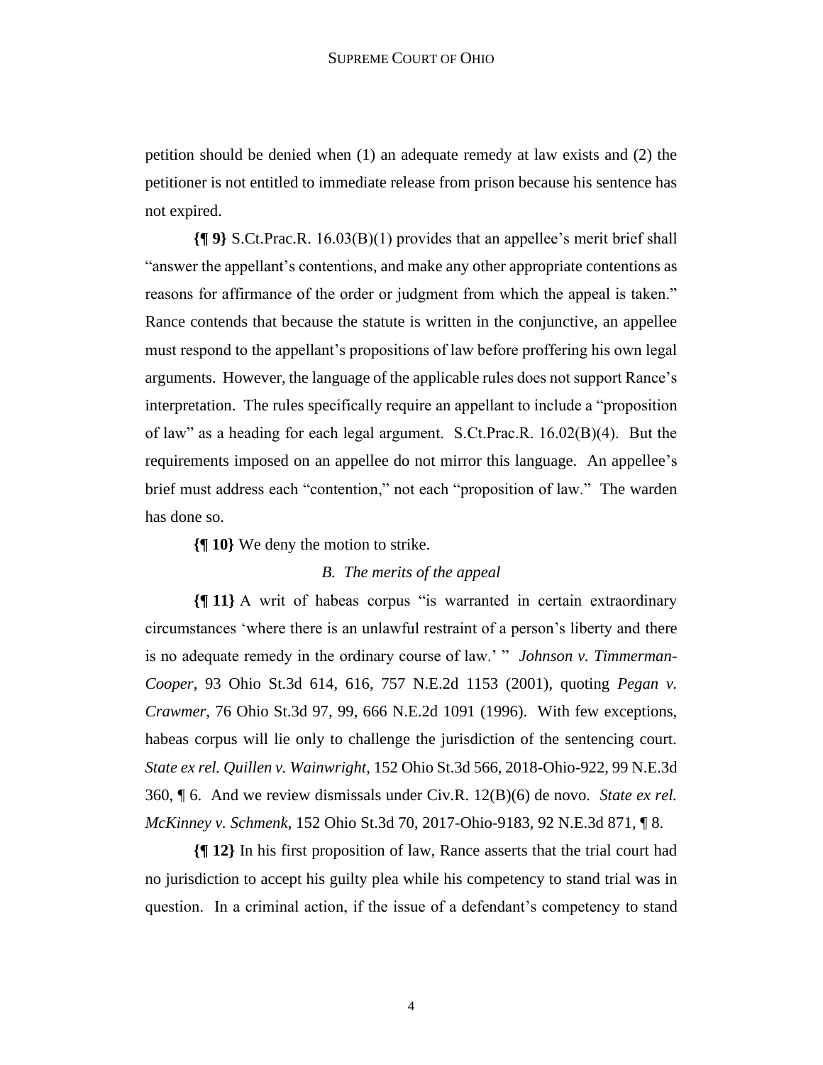petition should be denied when (1) an adequate remedy at law exists and (2) the petitioner is not entitled to immediate release from prison because his sentence has not expired.

**{¶ 9}** S.Ct.Prac.R. 16.03(B)(1) provides that an appellee's merit brief shall "answer the appellant's contentions, and make any other appropriate contentions as reasons for affirmance of the order or judgment from which the appeal is taken." Rance contends that because the statute is written in the conjunctive, an appellee must respond to the appellant's propositions of law before proffering his own legal arguments. However, the language of the applicable rules does not support Rance's interpretation. The rules specifically require an appellant to include a "proposition of law" as a heading for each legal argument. S.Ct.Prac.R. 16.02(B)(4). But the requirements imposed on an appellee do not mirror this language. An appellee's brief must address each "contention," not each "proposition of law." The warden has done so.

**{¶ 10}** We deny the motion to strike.

*B. The merits of the appeal*

**{¶ 11}** A writ of habeas corpus "is warranted in certain extraordinary circumstances 'where there is an unlawful restraint of a person's liberty and there is no adequate remedy in the ordinary course of law.' " *Johnson v. Timmerman-Cooper*, 93 Ohio St.3d 614, 616, 757 N.E.2d 1153 (2001), quoting *Pegan v. Crawmer*, 76 Ohio St.3d 97, 99, 666 N.E.2d 1091 (1996). With few exceptions, habeas corpus will lie only to challenge the jurisdiction of the sentencing court. *State ex rel. Quillen v. Wainwright*, 152 Ohio St.3d 566, 2018-Ohio-922, 99 N.E.3d 360, ¶ 6. And we review dismissals under Civ.R. 12(B)(6) de novo. *State ex rel. McKinney v. Schmenk*, 152 Ohio St.3d 70, 2017-Ohio-9183, 92 N.E.3d 871, ¶ 8.

**{¶ 12}** In his first proposition of law, Rance asserts that the trial court had no jurisdiction to accept his guilty plea while his competency to stand trial was in question. In a criminal action, if the issue of a defendant's competency to stand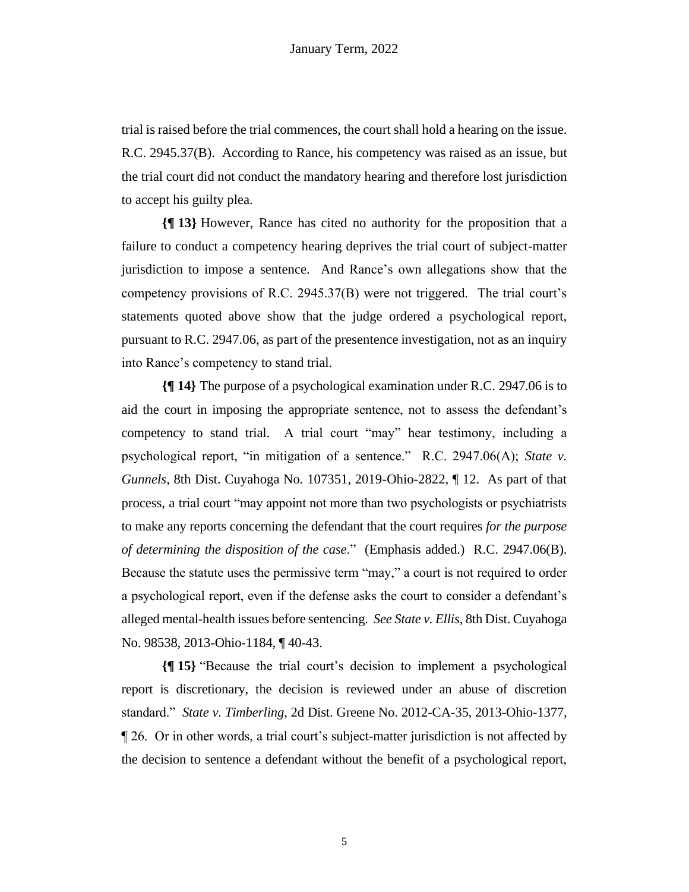trial is raised before the trial commences, the court shall hold a hearing on the issue. R.C. 2945.37(B). According to Rance, his competency was raised as an issue, but the trial court did not conduct the mandatory hearing and therefore lost jurisdiction to accept his guilty plea.

**{¶ 13}** However, Rance has cited no authority for the proposition that a failure to conduct a competency hearing deprives the trial court of subject-matter jurisdiction to impose a sentence. And Rance's own allegations show that the competency provisions of R.C. 2945.37(B) were not triggered. The trial court's statements quoted above show that the judge ordered a psychological report, pursuant to R.C. 2947.06, as part of the presentence investigation, not as an inquiry into Rance's competency to stand trial.

**{¶ 14}** The purpose of a psychological examination under R.C. 2947.06 is to aid the court in imposing the appropriate sentence, not to assess the defendant's competency to stand trial. A trial court "may" hear testimony, including a psychological report, "in mitigation of a sentence." R.C. 2947.06(A); *State v. Gunnels*, 8th Dist. Cuyahoga No. 107351, 2019-Ohio-2822, ¶ 12. As part of that process, a trial court "may appoint not more than two psychologists or psychiatrists to make any reports concerning the defendant that the court requires *for the purpose of determining the disposition of the case*." (Emphasis added.) R.C. 2947.06(B). Because the statute uses the permissive term "may," a court is not required to order a psychological report, even if the defense asks the court to consider a defendant's alleged mental-health issues before sentencing. *See State v. Ellis*, 8th Dist. Cuyahoga No. 98538, 2013-Ohio-1184, ¶ 40-43.

**{¶ 15}** "Because the trial court's decision to implement a psychological report is discretionary, the decision is reviewed under an abuse of discretion standard." *State v. Timberling*, 2d Dist. Greene No. 2012-CA-35, 2013-Ohio-1377, ¶ 26. Or in other words, a trial court's subject-matter jurisdiction is not affected by the decision to sentence a defendant without the benefit of a psychological report,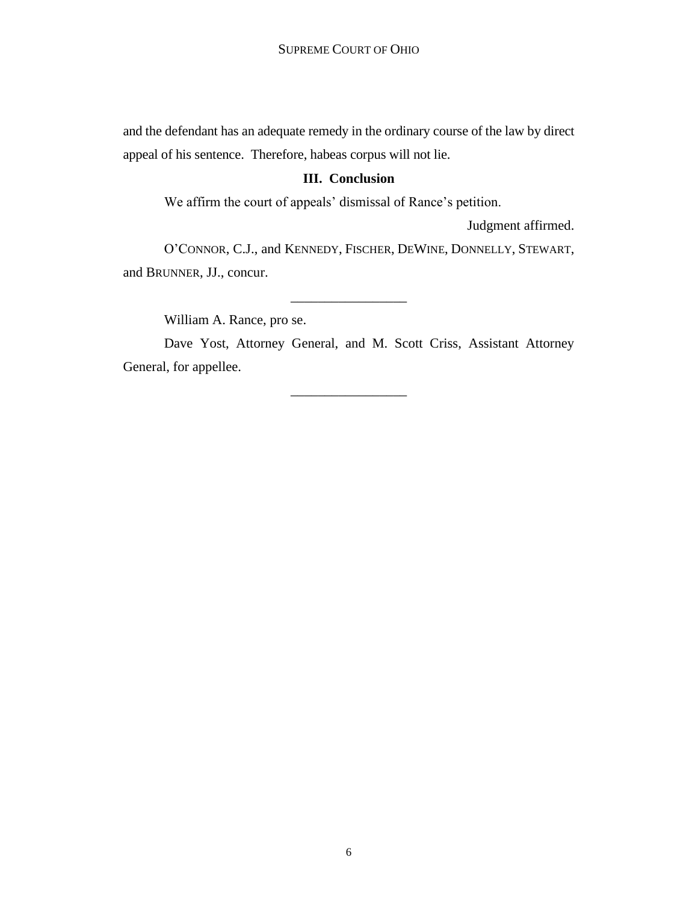and the defendant has an adequate remedy in the ordinary course of the law by direct appeal of his sentence. Therefore, habeas corpus will not lie.

### III. Conclusion

We affirm the court of appeals' dismissal of Rance's petition.

Judgment affirmed.

O'CONNOR, C.J., and KENNEDY, FISCHER, DEWINE, DONNELLY, STEWART, and BRUNNER, JJ., concur.

---

William A. Rance, pro se.

Dave Yost, Attorney General, and M. Scott Criss, Assistant Attorney General, for appellee.

---